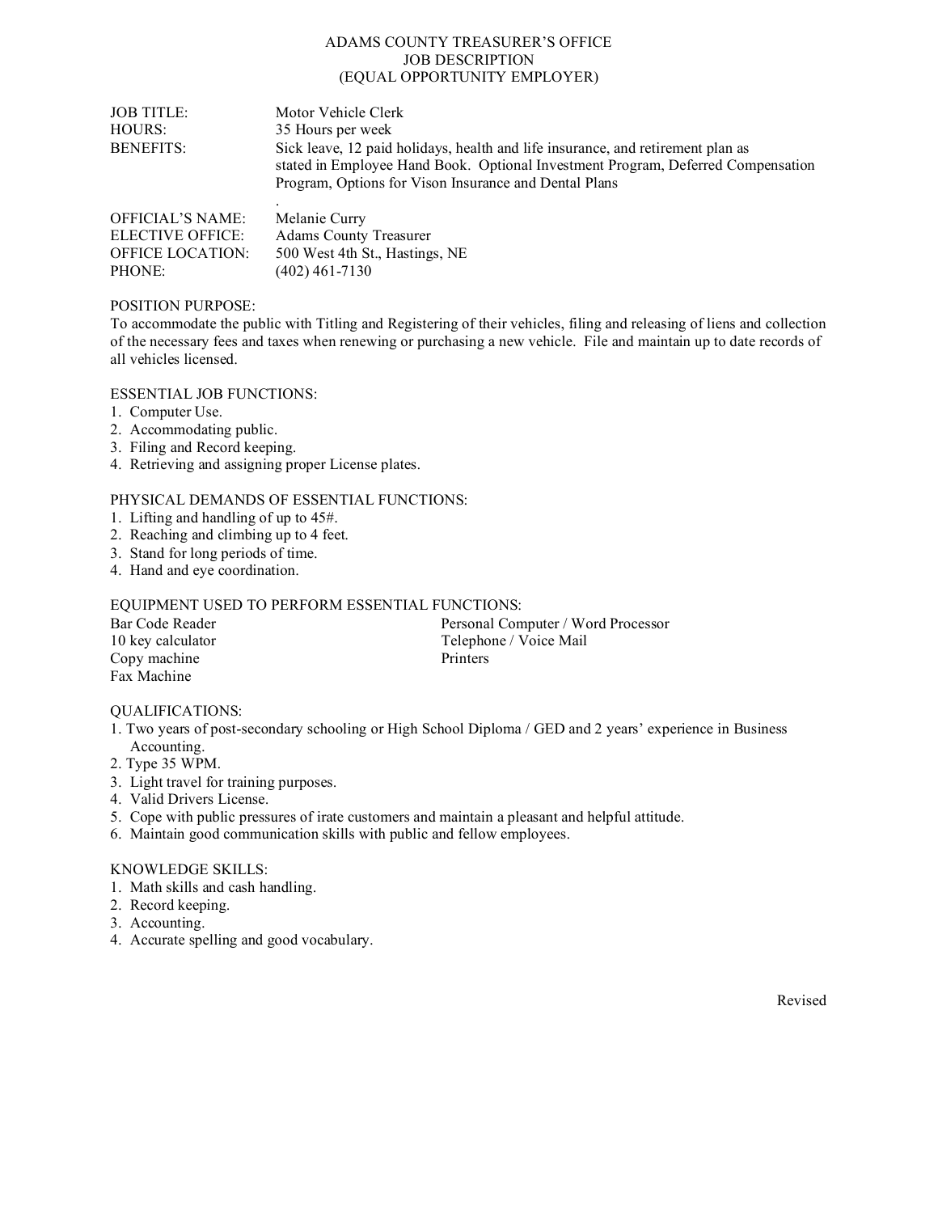# ADAMS COUNTY TREASURER'S OFFICE
## JOB DESCRIPTION
## (EQUAL OPPORTUNITY EMPLOYER)

JOB TITLE: Motor Vehicle Clerk
HOURS: 35 Hours per week
BENEFITS: Sick leave, 12 paid holidays, health and life insurance, and retirement plan as stated in Employee Hand Book. Optional Investment Program, Deferred Compensation Program, Options for Vison Insurance and Dental Plans
.

OFFICIAL'S NAME: Melanie Curry
ELECTIVE OFFICE: Adams County Treasurer
OFFICE LOCATION: 500 West 4th St., Hastings, NE
PHONE: (402) 461-7130

POSITION PURPOSE:
To accommodate the public with Titling and Registering of their vehicles, filing and releasing of liens and collection of the necessary fees and taxes when renewing or purchasing a new vehicle. File and maintain up to date records of all vehicles licensed.

ESSENTIAL JOB FUNCTIONS:
1. Computer Use.
2. Accommodating public.
3. Filing and Record keeping.
4. Retrieving and assigning proper License plates.

PHYSICAL DEMANDS OF ESSENTIAL FUNCTIONS:
1. Lifting and handling of up to 45#.
2. Reaching and climbing up to 4 feet.
3. Stand for long periods of time.
4. Hand and eye coordination.

EQUIPMENT USED TO PERFORM ESSENTIAL FUNCTIONS:
- Bar Code Reader
- 10 key calculator
- Copy machine
- Fax Machine
- Personal Computer / Word Processor
- Telephone / Voice Mail
- Printers

QUALIFICATIONS:
1. Two years of post-secondary schooling or High School Diploma / GED and 2 years' experience in Business Accounting.
2. Type 35 WPM.
3. Light travel for training purposes.
4. Valid Drivers License.
5. Cope with public pressures of irate customers and maintain a pleasant and helpful attitude.
6. Maintain good communication skills with public and fellow employees.

KNOWLEDGE SKILLS:
1. Math skills and cash handling.
2. Record keeping.
3. Accounting.
4. Accurate spelling and good vocabulary.

Revised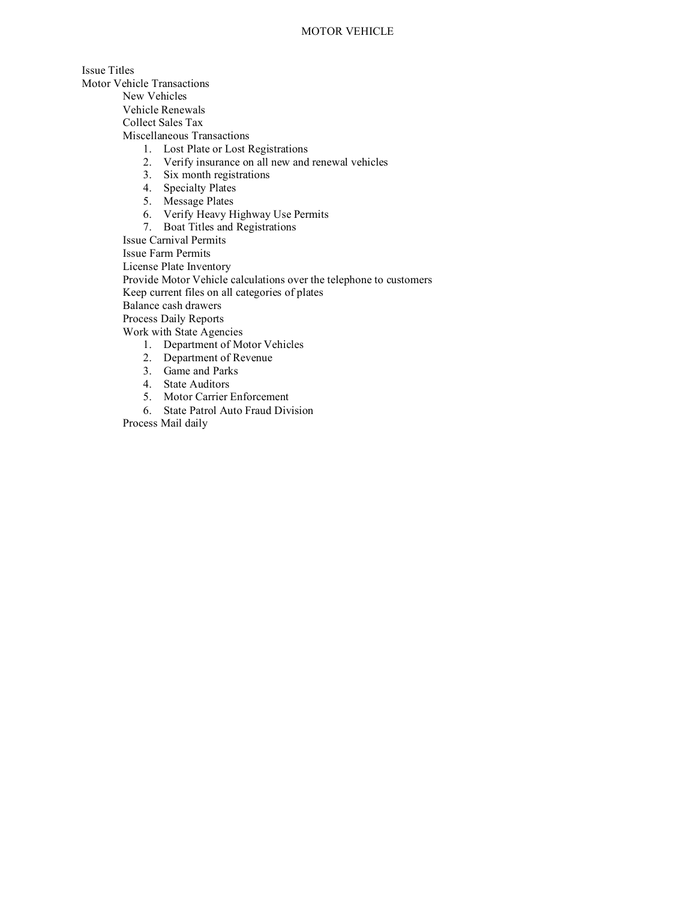# MOTOR VEHICLE

- Issue Titles
- Motor Vehicle Transactions
  - New Vehicles
  - Vehicle Renewals
  - Collect Sales Tax
  - Miscellaneous Transactions
    1. Lost Plate or Lost Registrations
    2. Verify insurance on all new and renewal vehicles
    3. Six month registrations
    4. Specialty Plates
    5. Message Plates
    6. Verify Heavy Highway Use Permits
    7. Boat Titles and Registrations
  - Issue Carnival Permits
  - Issue Farm Permits
  - License Plate Inventory
  - Provide Motor Vehicle calculations over the telephone to customers
  - Keep current files on all categories of plates
  - Balance cash drawers
  - Process Daily Reports
  - Work with State Agencies
    1. Department of Motor Vehicles
    2. Department of Revenue
    3. Game and Parks
    4. State Auditors
    5. Motor Carrier Enforcement
    6. State Patrol Auto Fraud Division
  - Process Mail daily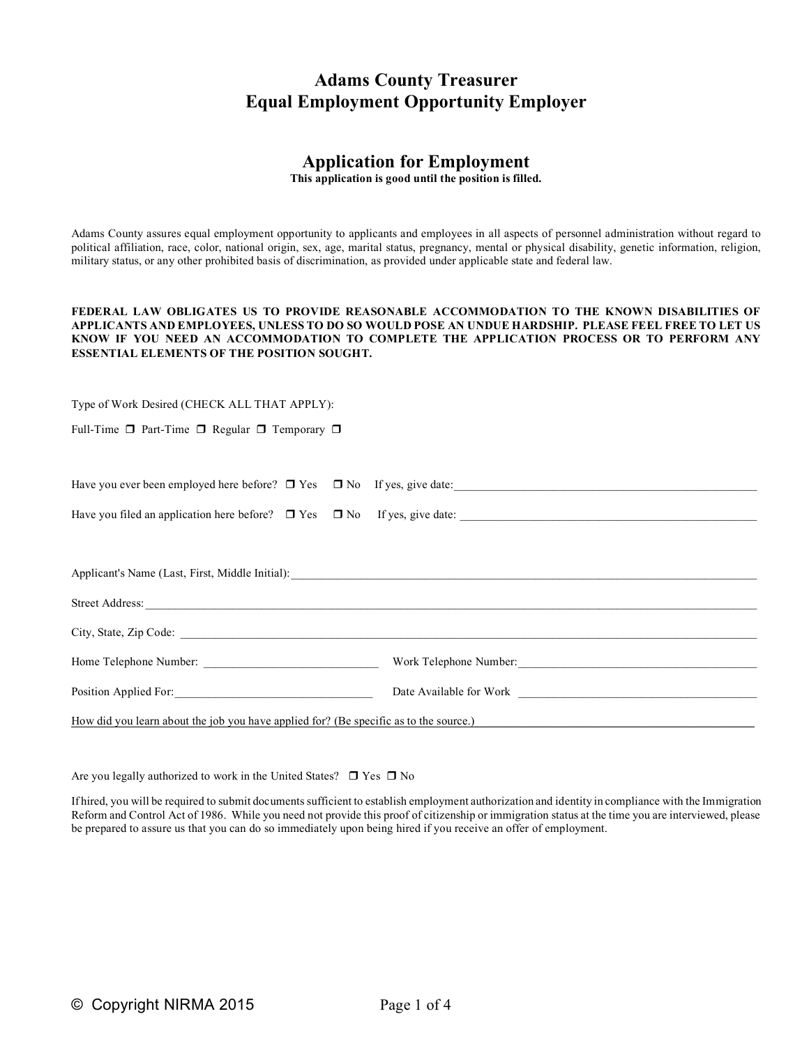# Adams County Treasurer
# Equal Employment Opportunity Employer

## Application for Employment

**This application is good until the position is filled.**

Adams County assures equal employment opportunity to applicants and employees in all aspects of personnel administration without regard to political affiliation, race, color, national origin, sex, age, marital status, pregnancy, mental or physical disability, genetic information, religion, military status, or any other prohibited basis of discrimination, as provided under applicable state and federal law.

**FEDERAL LAW OBLIGATES US TO PROVIDE REASONABLE ACCOMMODATION TO THE KNOWN DISABILITIES OF APPLICANTS AND EMPLOYEES, UNLESS TO DO SO WOULD POSE AN UNDUE HARDSHIP. PLEASE FEEL FREE TO LET US KNOW IF YOU NEED AN ACCOMMODATION TO COMPLETE THE APPLICATION PROCESS OR TO PERFORM ANY ESSENTIAL ELEMENTS OF THE POSITION SOUGHT.**

Type of Work Desired (CHECK ALL THAT APPLY):

Full-Time ☐ Part-Time ☐ Regular ☐ Temporary ☐

Have you ever been employed here before? ☐ Yes ☐ No If yes, give date:\_\_\_\_\_\_\_\_\_\_\_\_\_\_\_\_\_\_\_\_\_\_\_\_\_\_\_\_\_\_

Have you filed an application here before? ☐ Yes ☐ No If yes, give date: \_\_\_\_\_\_\_\_\_\_\_\_\_\_\_\_\_\_\_\_\_\_\_\_\_\_\_\_\_\_

Applicant's Name (Last, First, Middle Initial):\_\_\_\_\_\_\_\_\_\_\_\_\_\_\_\_\_\_\_\_\_\_\_\_\_\_\_\_\_\_\_\_\_\_\_\_\_\_\_\_

Street Address:\_\_\_\_\_\_\_\_\_\_\_\_\_\_\_\_\_\_\_\_\_\_\_\_\_\_\_\_\_\_\_\_\_\_\_\_\_\_\_\_\_\_\_\_\_\_\_\_\_\_\_\_\_\_\_\_\_\_

City, State, Zip Code: \_\_\_\_\_\_\_\_\_\_\_\_\_\_\_\_\_\_\_\_\_\_\_\_\_\_\_\_\_\_\_\_\_\_\_\_\_\_\_\_\_\_\_\_\_\_\_\_\_\_\_\_\_\_

Home Telephone Number: \_\_\_\_\_\_\_\_\_\_\_\_\_\_\_\_\_\_\_\_\_\_\_\_ Work Telephone Number:\_\_\_\_\_\_\_\_\_\_\_\_\_\_\_\_\_\_\_\_\_\_\_\_

Position Applied For:\_\_\_\_\_\_\_\_\_\_\_\_\_\_\_\_\_\_\_\_\_\_\_\_ Date Available for Work \_\_\_\_\_\_\_\_\_\_\_\_\_\_\_\_\_\_\_\_\_\_\_\_

How did you learn about the job you have applied for? (Be specific as to the source.) \_\_\_\_\_\_\_\_\_\_\_\_\_\_\_\_\_\_\_\_\_\_\_\_

Are you legally authorized to work in the United States? ☐ Yes ☐ No

If hired, you will be required to submit documents sufficient to establish employment authorization and identity in compliance with the Immigration Reform and Control Act of 1986. While you need not provide this proof of citizenship or immigration status at the time you are interviewed, please be prepared to assure us that you can do so immediately upon being hired if you receive an offer of employment.

© Copyright NIRMA 2015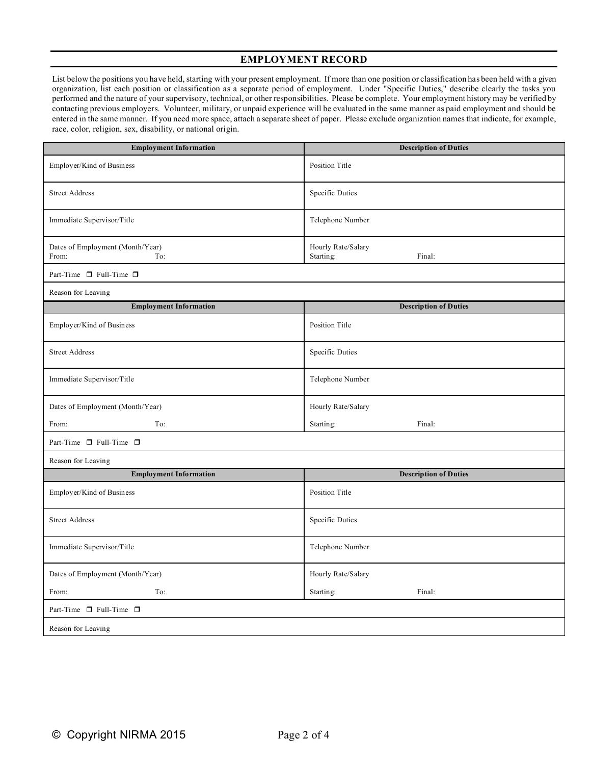## EMPLOYMENT RECORD

List below the positions you have held, starting with your present employment. If more than one position or classification has been held with a given organization, list each position or classification as a separate period of employment. Under "Specific Duties," describe clearly the tasks you performed and the nature of your supervisory, technical, or other responsibilities. Please be complete. Your employment history may be verified by contacting previous employers. Volunteer, military, or unpaid experience will be evaluated in the same manner as paid employment and should be entered in the same manner. If you need more space, attach a separate sheet of paper. Please exclude organization names that indicate, for example, race, color, religion, sex, disability, or national origin.

| Employment Information | Description of Duties |
|---|---|
| Employer/Kind of Business | Position Title |
| Street Address | Specific Duties |
| Immediate Supervisor/Title | Telephone Number |
| Dates of Employment (Month/Year)<br>From: To: | Hourly Rate/Salary<br>Starting: Final: |
| Part-Time ☐ Full-Time ☐ | |
| Reason for Leaving | |

| Employment Information | Description of Duties |
|---|---|
| Employer/Kind of Business | Position Title |
| Street Address | Specific Duties |
| Immediate Supervisor/Title | Telephone Number |
| Dates of Employment (Month/Year)<br>From: To: | Hourly Rate/Salary<br>Starting: Final: |
| Part-Time ☐ Full-Time ☐ | |
| Reason for Leaving | |

| Employment Information | Description of Duties |
|---|---|
| Employer/Kind of Business | Position Title |
| Street Address | Specific Duties |
| Immediate Supervisor/Title | Telephone Number |
| Dates of Employment (Month/Year)<br>From: To: | Hourly Rate/Salary<br>Starting: Final: |
| Part-Time ☐ Full-Time ☐ | |
| Reason for Leaving | |

© Copyright NIRMA 2015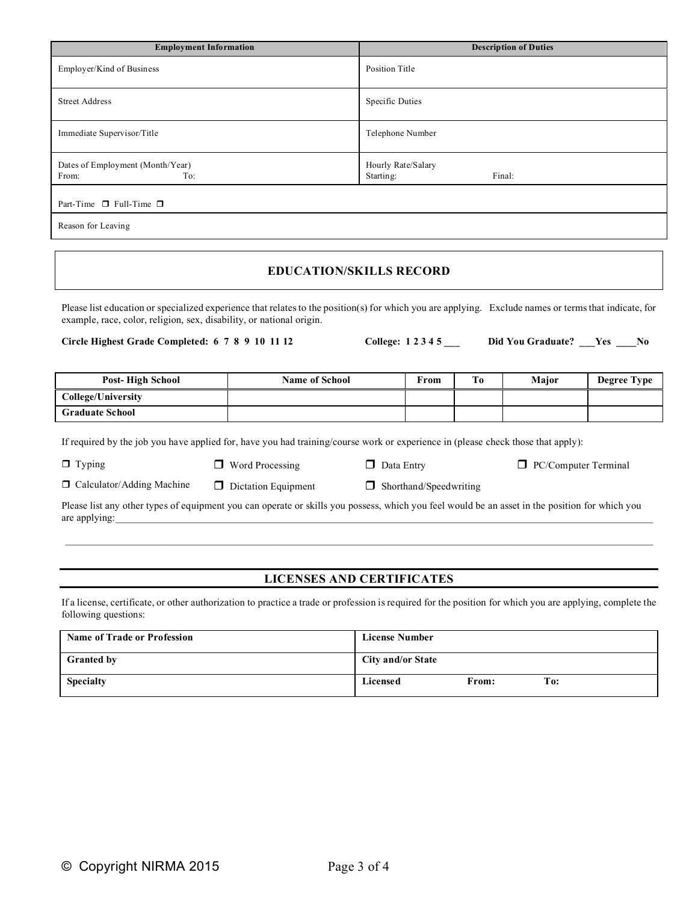| Employment Information | Description of Duties |
| --- | --- |
| Employer/Kind of Business | Position Title |
| Street Address | Specific Duties |
| Immediate Supervisor/Title | Telephone Number |
| Dates of Employment (Month/Year)<br>From: To: | Hourly Rate/Salary<br>Starting: Final: |
| Part-Time ☐ Full-Time ☐ | |
| Reason for Leaving | |

## EDUCATION/SKILLS RECORD

Please list education or specialized experience that relates to the position(s) for which you are applying. Exclude names or terms that indicate, for example, race, color, religion, sex, disability, or national origin.

**Circle Highest Grade Completed: 6 7 8 9 10 11 12** **College: 1 2 3 4 5 ___** **Did You Graduate? ___Yes ____No**

| Post- High School | Name of School | From | To | Major | Degree Type |
| --- | --- | --- | --- | --- | --- |
| **College/University** | | | | | |
| **Graduate School** | | | | | |

If required by the job you have applied for, have you had training/course work or experience in (please check those that apply):

☐ Typing ☐ Word Processing ☐ Data Entry ☐ PC/Computer Terminal

☐ Calculator/Adding Machine ☐ Dictation Equipment ☐ Shorthand/Speedwriting

Please list any other types of equipment you can operate or skills you possess, which you feel would be an asset in the position for which you are applying:____________________________________________________________________________________________

________________________________________________________________________________________________________________

## LICENSES AND CERTIFICATES

If a license, certificate, or other authorization to practice a trade or profession is required for the position for which you are applying, complete the following questions:

| **Name of Trade or Profession** | **License Number** |
| --- | --- |
| **Granted by** | **City and/or State** |
| **Specialty** | **Licensed From: To:** |

© Copyright NIRMA 2015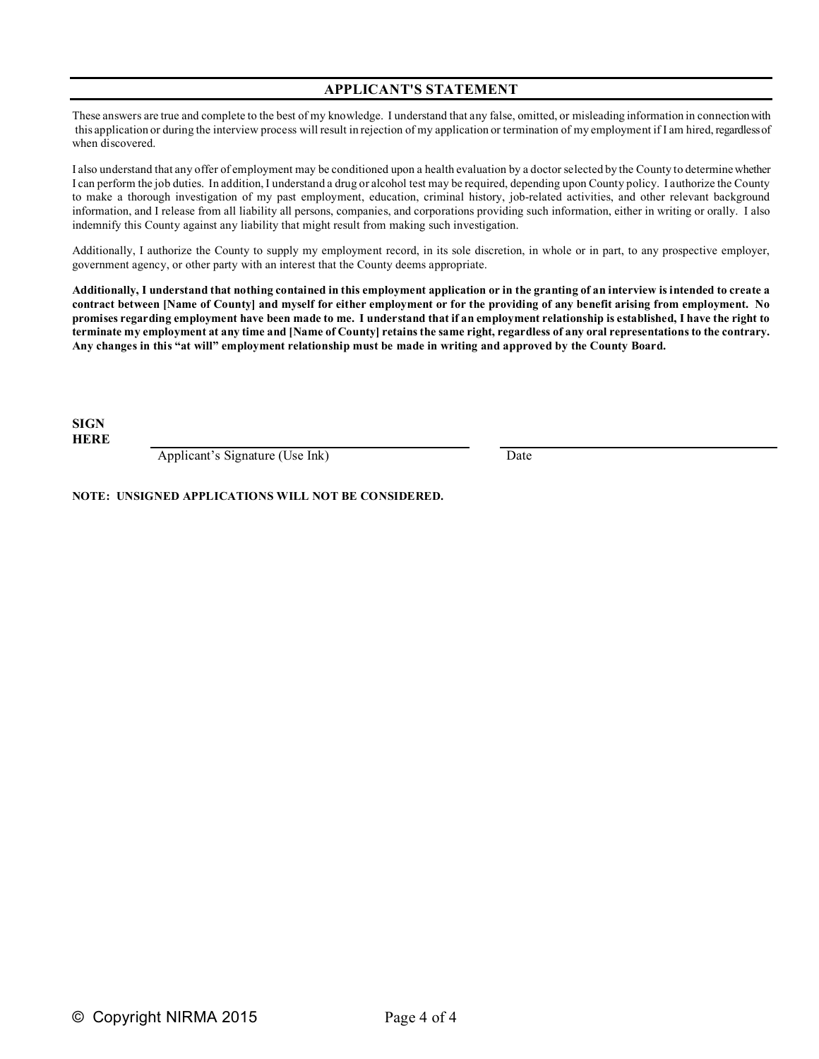## APPLICANT'S STATEMENT

These answers are true and complete to the best of my knowledge. I understand that any false, omitted, or misleading information in connection with this application or during the interview process will result in rejection of my application or termination of my employment if I am hired, regardless of when discovered.

I also understand that any offer of employment may be conditioned upon a health evaluation by a doctor selected by the County to determine whether I can perform the job duties. In addition, I understand a drug or alcohol test may be required, depending upon County policy. I authorize the County to make a thorough investigation of my past employment, education, criminal history, job-related activities, and other relevant background information, and I release from all liability all persons, companies, and corporations providing such information, either in writing or orally. I also indemnify this County against any liability that might result from making such investigation.

Additionally, I authorize the County to supply my employment record, in its sole discretion, in whole or in part, to any prospective employer, government agency, or other party with an interest that the County deems appropriate.

**Additionally, I understand that nothing contained in this employment application or in the granting of an interview is intended to create a contract between [Name of County] and myself for either employment or for the providing of any benefit arising from employment. No promises regarding employment have been made to me. I understand that if an employment relationship is established, I have the right to terminate my employment at any time and [Name of County] retains the same right, regardless of any oral representations to the contrary. Any changes in this "at will" employment relationship must be made in writing and approved by the County Board.**

**SIGN HERE**

\_\_\_\_\_\_\_\_\_\_\_\_\_\_\_\_\_\_\_\_\_\_\_\_\_\_\_\_\_\_ \_\_\_\_\_\_\_\_\_\_\_\_\_\_\_\_\_\_\_\_
Applicant's Signature (Use Ink) Date

**NOTE: UNSIGNED APPLICATIONS WILL NOT BE CONSIDERED.**

© Copyright NIRMA 2015